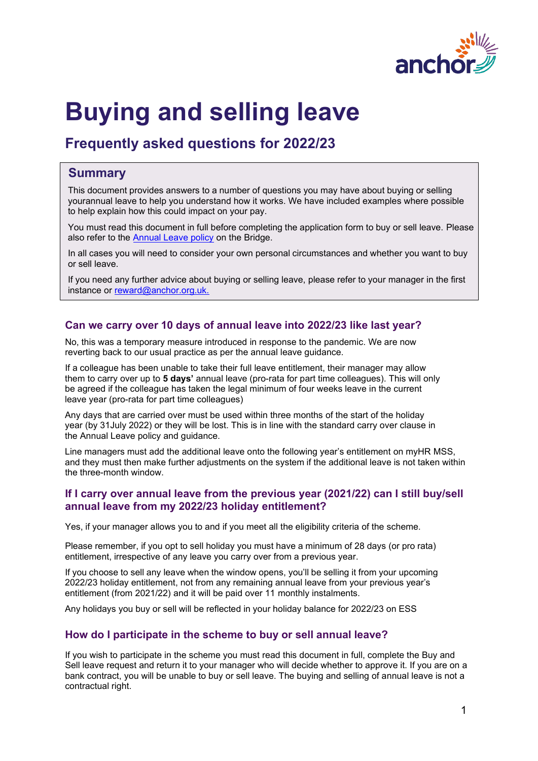# Buying and selling leave

## Frequently asked questions for 2022/23

### Summary

This document provides answers to a number of questions you may have about buying or selling yourannual leave to help you understand how it works. We have included examples where possible to help explain how this could impact on your pay.

You must read this document in full before completing the application form to buy or sell leave. Please also refer to the Annual Leave policy on the Bridge.

In all cases you will need to consider your own personal circumstances and whether you want to buy or sell leave.

If you need any further advice about buying or selling leave, please refer to your manager in the first instance or reward@anchor.org.uk.

### Can we carry over 10 days of annual leave into 2022/23 like last year?

No, this was a temporary measure introduced in response to the pandemic. We are now reverting back to our usual practice as per the annual leave guidance.

If a colleague has been unable to take their full leave entitlement, their manager may allow them to carry over up to **5 days'** annual leave (pro-rata for part time colleagues). This will only be agreed if the colleague has taken the legal minimum of four weeks leave in the current leave year (pro-rata for part time colleagues)

Any days that are carried over must be used within three months of the start of the holiday year (by 31July 2022) or they will be lost. This is in line with the standard carry over clause in the Annual Leave policy and guidance.

Line managers must add the additional leave onto the following year's entitlement on myHR MSS, and they must then make further adjustments on the system if the additional leave is not taken within the three-month window.

### If I carry over annual leave from the previous year (2021/22) can I still buy/sell annual leave from my 2022/23 holiday entitlement?

Yes, if your manager allows you to and if you meet all the eligibility criteria of the scheme.

Please remember, if you opt to sell holiday you must have a minimum of 28 days (or pro rata) entitlement, irrespective of any leave you carry over from a previous year.

If you choose to sell any leave when the window opens, you'll be selling it from your upcoming 2022/23 holiday entitlement, not from any remaining annual leave from your previous year's entitlement (from 2021/22) and it will be paid over 11 monthly instalments.

Any holidays you buy or sell will be reflected in your holiday balance for 2022/23 on ESS

### How do I participate in the scheme to buy or sell annual leave?

If you wish to participate in the scheme you must read this document in full, complete the Buy and Sell leave request and return it to your manager who will decide whether to approve it. If you are on a bank contract, you will be unable to buy or sell leave. The buying and selling of annual leave is not a contractual right.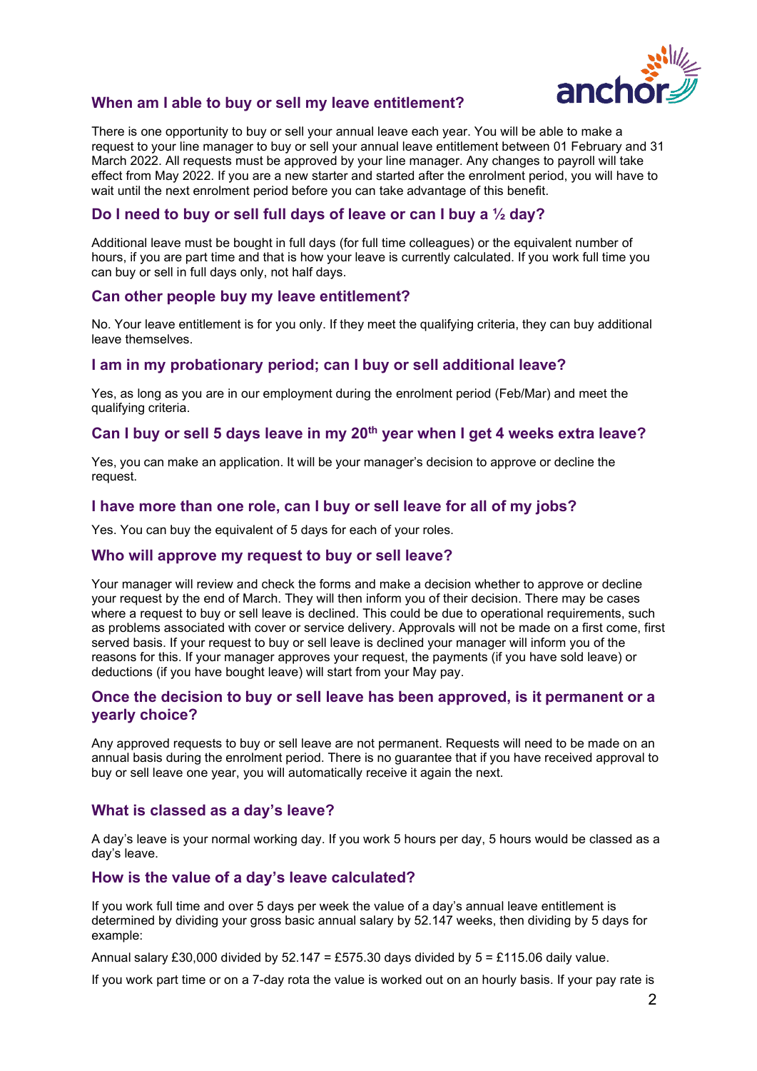### When am I able to buy or sell my leave entitlement?

There is one opportunity to buy or sell your annual leave each year. You will be able to make a request to your line manager to buy or sell your annual leave entitlement between 01 February and 31 March 2022. All requests must be approved by your line manager. Any changes to payroll will take effect from May 2022. If you are a new starter and started after the enrolment period, you will have to wait until the next enrolment period before you can take advantage of this benefit.

### Do I need to buy or sell full days of leave or can I buy a ½ day?

Additional leave must be bought in full days (for full time colleagues) or the equivalent number of hours, if you are part time and that is how your leave is currently calculated. If you work full time you can buy or sell in full days only, not half days.

### Can other people buy my leave entitlement?

No. Your leave entitlement is for you only. If they meet the qualifying criteria, they can buy additional leave themselves.

### I am in my probationary period; can I buy or sell additional leave?

Yes, as long as you are in our employment during the enrolment period (Feb/Mar) and meet the qualifying criteria.

### Can I buy or sell 5 days leave in my 20th year when I get 4 weeks extra leave?

Yes, you can make an application. It will be your manager's decision to approve or decline the request.

### I have more than one role, can I buy or sell leave for all of my jobs?

Yes. You can buy the equivalent of 5 days for each of your roles.

### Who will approve my request to buy or sell leave?

Your manager will review and check the forms and make a decision whether to approve or decline your request by the end of March. They will then inform you of their decision. There may be cases where a request to buy or sell leave is declined. This could be due to operational requirements, such as problems associated with cover or service delivery. Approvals will not be made on a first come, first served basis. If your request to buy or sell leave is declined your manager will inform you of the reasons for this. If your manager approves your request, the payments (if you have sold leave) or deductions (if you have bought leave) will start from your May pay.

### Once the decision to buy or sell leave has been approved, is it permanent or a yearly choice?

Any approved requests to buy or sell leave are not permanent. Requests will need to be made on an annual basis during the enrolment period. There is no guarantee that if you have received approval to buy or sell leave one year, you will automatically receive it again the next.

### What is classed as a day's leave?

A day's leave is your normal working day. If you work 5 hours per day, 5 hours would be classed as a day's leave.

### How is the value of a day's leave calculated?

If you work full time and over 5 days per week the value of a day's annual leave entitlement is determined by dividing your gross basic annual salary by 52.147 weeks, then dividing by 5 days for example:

Annual salary £30,000 divided by 52.147 = £575.30 days divided by 5 = £115.06 daily value.

If you work part time or on a 7-day rota the value is worked out on an hourly basis. If your pay rate is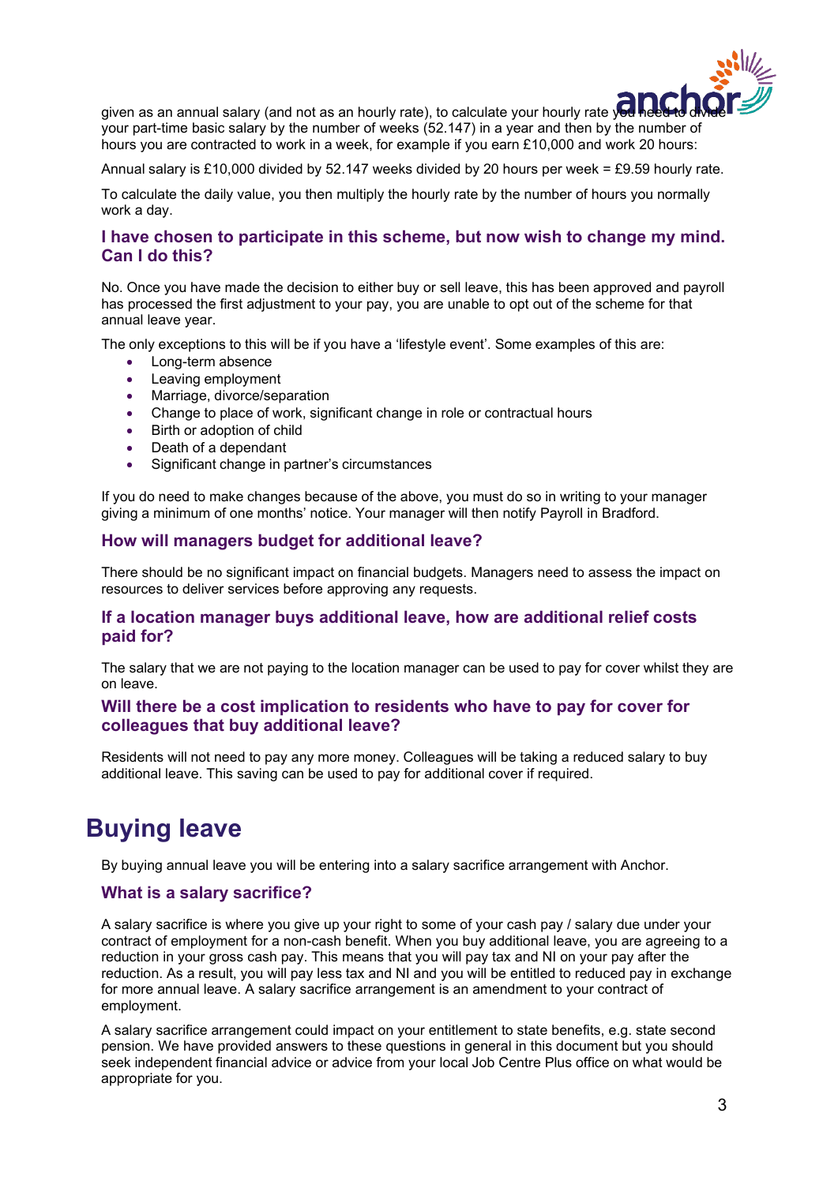given as an annual salary (and not as an hourly rate), to calculate your hourly rate you need to divide your part-time basic salary by the number of weeks (52.147) in a year and then by the number of hours you are contracted to work in a week, for example if you earn £10,000 and work 20 hours:

Annual salary is £10,000 divided by 52.147 weeks divided by 20 hours per week = £9.59 hourly rate.

To calculate the daily value, you then multiply the hourly rate by the number of hours you normally work a day.

### I have chosen to participate in this scheme, but now wish to change my mind. Can I do this?

No. Once you have made the decision to either buy or sell leave, this has been approved and payroll has processed the first adjustment to your pay, you are unable to opt out of the scheme for that annual leave year.

The only exceptions to this will be if you have a 'lifestyle event'. Some examples of this are:

- Long-term absence
- Leaving employment
- Marriage, divorce/separation
- Change to place of work, significant change in role or contractual hours
- Birth or adoption of child
- Death of a dependant
- Significant change in partner's circumstances

If you do need to make changes because of the above, you must do so in writing to your manager giving a minimum of one months' notice. Your manager will then notify Payroll in Bradford.

### How will managers budget for additional leave?

There should be no significant impact on financial budgets. Managers need to assess the impact on resources to deliver services before approving any requests.

### If a location manager buys additional leave, how are additional relief costs paid for?

The salary that we are not paying to the location manager can be used to pay for cover whilst they are on leave.

### Will there be a cost implication to residents who have to pay for cover for colleagues that buy additional leave?

Residents will not need to pay any more money. Colleagues will be taking a reduced salary to buy additional leave. This saving can be used to pay for additional cover if required.

## Buying leave

By buying annual leave you will be entering into a salary sacrifice arrangement with Anchor.

### What is a salary sacrifice?

A salary sacrifice is where you give up your right to some of your cash pay / salary due under your contract of employment for a non-cash benefit. When you buy additional leave, you are agreeing to a reduction in your gross cash pay. This means that you will pay tax and NI on your pay after the reduction. As a result, you will pay less tax and NI and you will be entitled to reduced pay in exchange for more annual leave. A salary sacrifice arrangement is an amendment to your contract of employment.

A salary sacrifice arrangement could impact on your entitlement to state benefits, e.g. state second pension. We have provided answers to these questions in general in this document but you should seek independent financial advice or advice from your local Job Centre Plus office on what would be appropriate for you.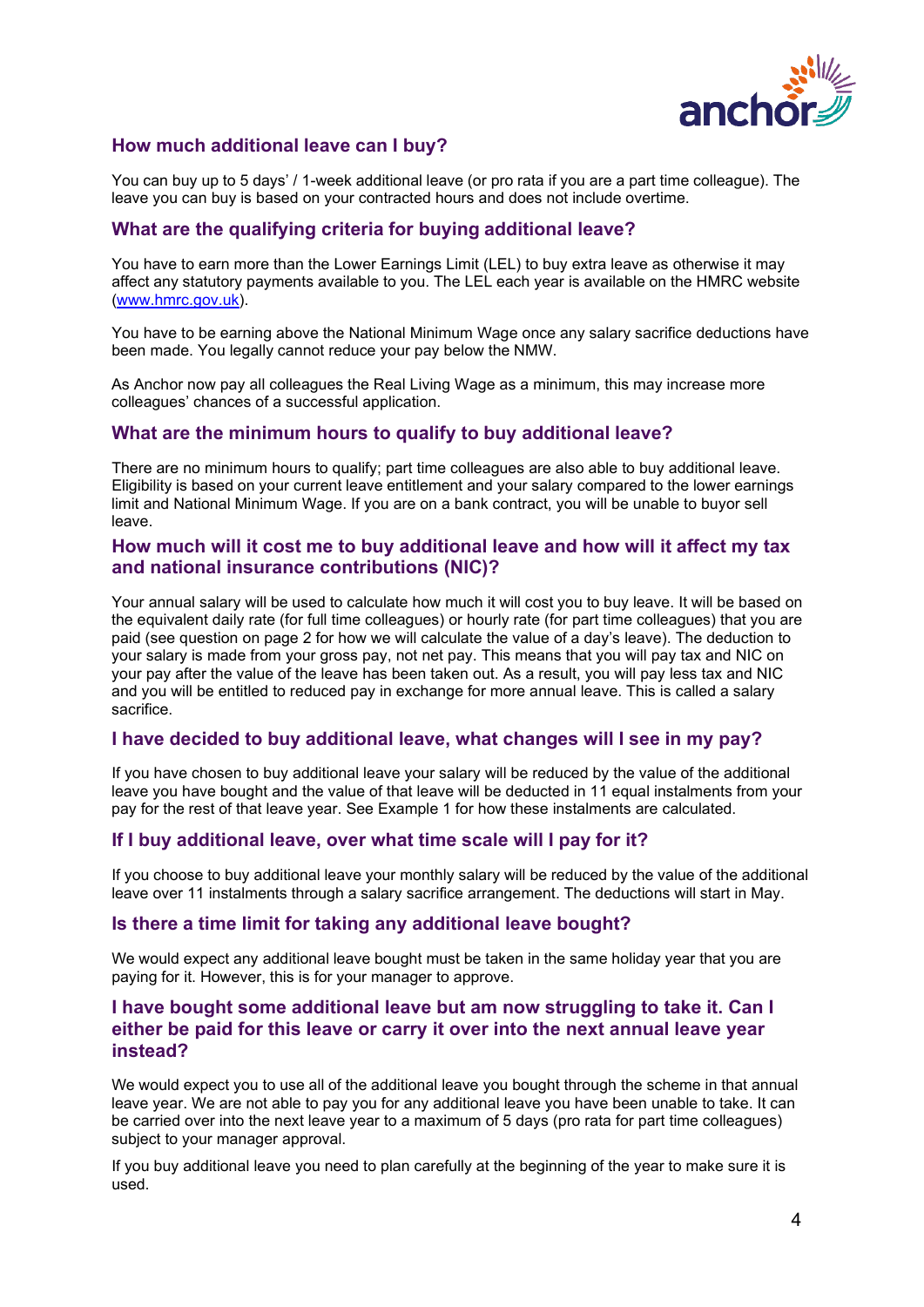## How much additional leave can I buy?

You can buy up to 5 days' / 1-week additional leave (or pro rata if you are a part time colleague). The leave you can buy is based on your contracted hours and does not include overtime.

## What are the qualifying criteria for buying additional leave?

You have to earn more than the Lower Earnings Limit (LEL) to buy extra leave as otherwise it may affect any statutory payments available to you. The LEL each year is available on the HMRC website (www.hmrc.gov.uk).

You have to be earning above the National Minimum Wage once any salary sacrifice deductions have been made. You legally cannot reduce your pay below the NMW.

As Anchor now pay all colleagues the Real Living Wage as a minimum, this may increase more colleagues' chances of a successful application.

## What are the minimum hours to qualify to buy additional leave?

There are no minimum hours to qualify; part time colleagues are also able to buy additional leave. Eligibility is based on your current leave entitlement and your salary compared to the lower earnings limit and National Minimum Wage. If you are on a bank contract, you will be unable to buyor sell leave.

## How much will it cost me to buy additional leave and how will it affect my tax and national insurance contributions (NIC)?

Your annual salary will be used to calculate how much it will cost you to buy leave. It will be based on the equivalent daily rate (for full time colleagues) or hourly rate (for part time colleagues) that you are paid (see question on page 2 for how we will calculate the value of a day's leave). The deduction to your salary is made from your gross pay, not net pay. This means that you will pay tax and NIC on your pay after the value of the leave has been taken out. As a result, you will pay less tax and NIC and you will be entitled to reduced pay in exchange for more annual leave. This is called a salary sacrifice.

## I have decided to buy additional leave, what changes will I see in my pay?

If you have chosen to buy additional leave your salary will be reduced by the value of the additional leave you have bought and the value of that leave will be deducted in 11 equal instalments from your pay for the rest of that leave year. See Example 1 for how these instalments are calculated.

## If I buy additional leave, over what time scale will I pay for it?

If you choose to buy additional leave your monthly salary will be reduced by the value of the additional leave over 11 instalments through a salary sacrifice arrangement. The deductions will start in May.

## Is there a time limit for taking any additional leave bought?

We would expect any additional leave bought must be taken in the same holiday year that you are paying for it. However, this is for your manager to approve.

## I have bought some additional leave but am now struggling to take it. Can I either be paid for this leave or carry it over into the next annual leave year instead?

We would expect you to use all of the additional leave you bought through the scheme in that annual leave year. We are not able to pay you for any additional leave you have been unable to take. It can be carried over into the next leave year to a maximum of 5 days (pro rata for part time colleagues) subject to your manager approval.

If you buy additional leave you need to plan carefully at the beginning of the year to make sure it is used.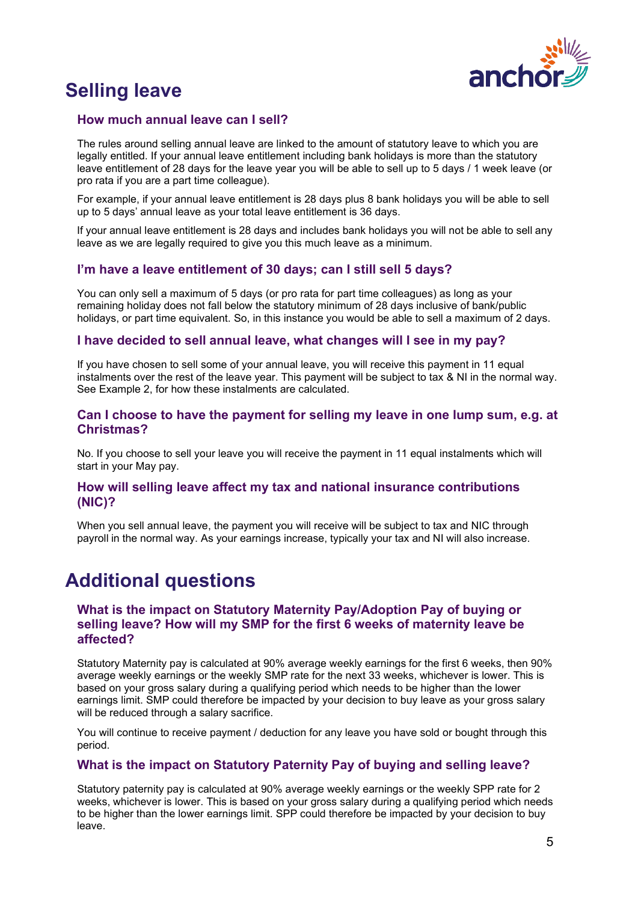# Selling leave

### How much annual leave can I sell?

The rules around selling annual leave are linked to the amount of statutory leave to which you are legally entitled. If your annual leave entitlement including bank holidays is more than the statutory leave entitlement of 28 days for the leave year you will be able to sell up to 5 days / 1 week leave (or pro rata if you are a part time colleague).

For example, if your annual leave entitlement is 28 days plus 8 bank holidays you will be able to sell up to 5 days' annual leave as your total leave entitlement is 36 days.

If your annual leave entitlement is 28 days and includes bank holidays you will not be able to sell any leave as we are legally required to give you this much leave as a minimum.

### I'm have a leave entitlement of 30 days; can I still sell 5 days?

You can only sell a maximum of 5 days (or pro rata for part time colleagues) as long as your remaining holiday does not fall below the statutory minimum of 28 days inclusive of bank/public holidays, or part time equivalent. So, in this instance you would be able to sell a maximum of 2 days.

### I have decided to sell annual leave, what changes will I see in my pay?

If you have chosen to sell some of your annual leave, you will receive this payment in 11 equal instalments over the rest of the leave year. This payment will be subject to tax & NI in the normal way. See Example 2, for how these instalments are calculated.

### Can I choose to have the payment for selling my leave in one lump sum, e.g. at Christmas?

No. If you choose to sell your leave you will receive the payment in 11 equal instalments which will start in your May pay.

### How will selling leave affect my tax and national insurance contributions (NIC)?

When you sell annual leave, the payment you will receive will be subject to tax and NIC through payroll in the normal way. As your earnings increase, typically your tax and NI will also increase.

# Additional questions

### What is the impact on Statutory Maternity Pay/Adoption Pay of buying or selling leave? How will my SMP for the first 6 weeks of maternity leave be affected?

Statutory Maternity pay is calculated at 90% average weekly earnings for the first 6 weeks, then 90% average weekly earnings or the weekly SMP rate for the next 33 weeks, whichever is lower. This is based on your gross salary during a qualifying period which needs to be higher than the lower earnings limit. SMP could therefore be impacted by your decision to buy leave as your gross salary will be reduced through a salary sacrifice.

You will continue to receive payment / deduction for any leave you have sold or bought through this period.

### What is the impact on Statutory Paternity Pay of buying and selling leave?

Statutory paternity pay is calculated at 90% average weekly earnings or the weekly SPP rate for 2 weeks, whichever is lower. This is based on your gross salary during a qualifying period which needs to be higher than the lower earnings limit. SPP could therefore be impacted by your decision to buy leave.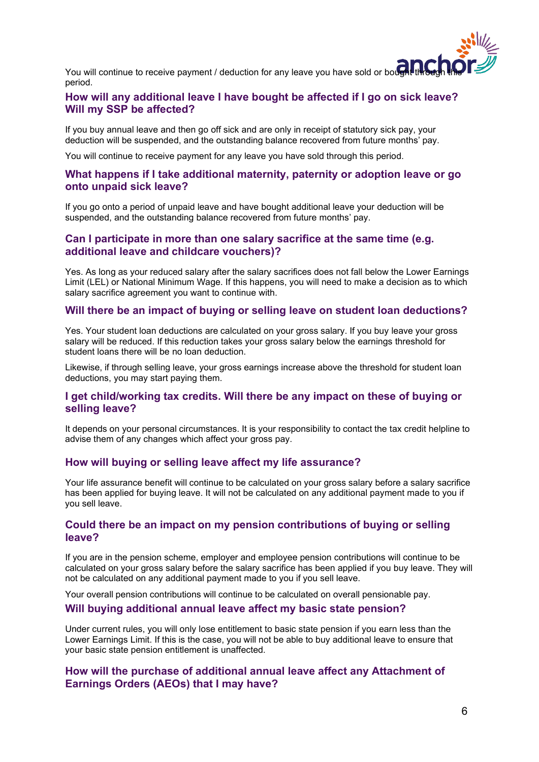You will continue to receive payment / deduction for any leave you have sold or bought through this period.

### How will any additional leave I have bought be affected if I go on sick leave? Will my SSP be affected?

If you buy annual leave and then go off sick and are only in receipt of statutory sick pay, your deduction will be suspended, and the outstanding balance recovered from future months' pay.

You will continue to receive payment for any leave you have sold through this period.

### What happens if I take additional maternity, paternity or adoption leave or go onto unpaid sick leave?

If you go onto a period of unpaid leave and have bought additional leave your deduction will be suspended, and the outstanding balance recovered from future months' pay.

### Can I participate in more than one salary sacrifice at the same time (e.g. additional leave and childcare vouchers)?

Yes. As long as your reduced salary after the salary sacrifices does not fall below the Lower Earnings Limit (LEL) or National Minimum Wage. If this happens, you will need to make a decision as to which salary sacrifice agreement you want to continue with.

### Will there be an impact of buying or selling leave on student loan deductions?

Yes. Your student loan deductions are calculated on your gross salary. If you buy leave your gross salary will be reduced. If this reduction takes your gross salary below the earnings threshold for student loans there will be no loan deduction.

Likewise, if through selling leave, your gross earnings increase above the threshold for student loan deductions, you may start paying them.

### I get child/working tax credits. Will there be any impact on these of buying or selling leave?

It depends on your personal circumstances. It is your responsibility to contact the tax credit helpline to advise them of any changes which affect your gross pay.

### How will buying or selling leave affect my life assurance?

Your life assurance benefit will continue to be calculated on your gross salary before a salary sacrifice has been applied for buying leave. It will not be calculated on any additional payment made to you if you sell leave.

### Could there be an impact on my pension contributions of buying or selling leave?

If you are in the pension scheme, employer and employee pension contributions will continue to be calculated on your gross salary before the salary sacrifice has been applied if you buy leave. They will not be calculated on any additional payment made to you if you sell leave.

Your overall pension contributions will continue to be calculated on overall pensionable pay.

### Will buying additional annual leave affect my basic state pension?

Under current rules, you will only lose entitlement to basic state pension if you earn less than the Lower Earnings Limit. If this is the case, you will not be able to buy additional leave to ensure that your basic state pension entitlement is unaffected.

### How will the purchase of additional annual leave affect any Attachment of Earnings Orders (AEOs) that I may have?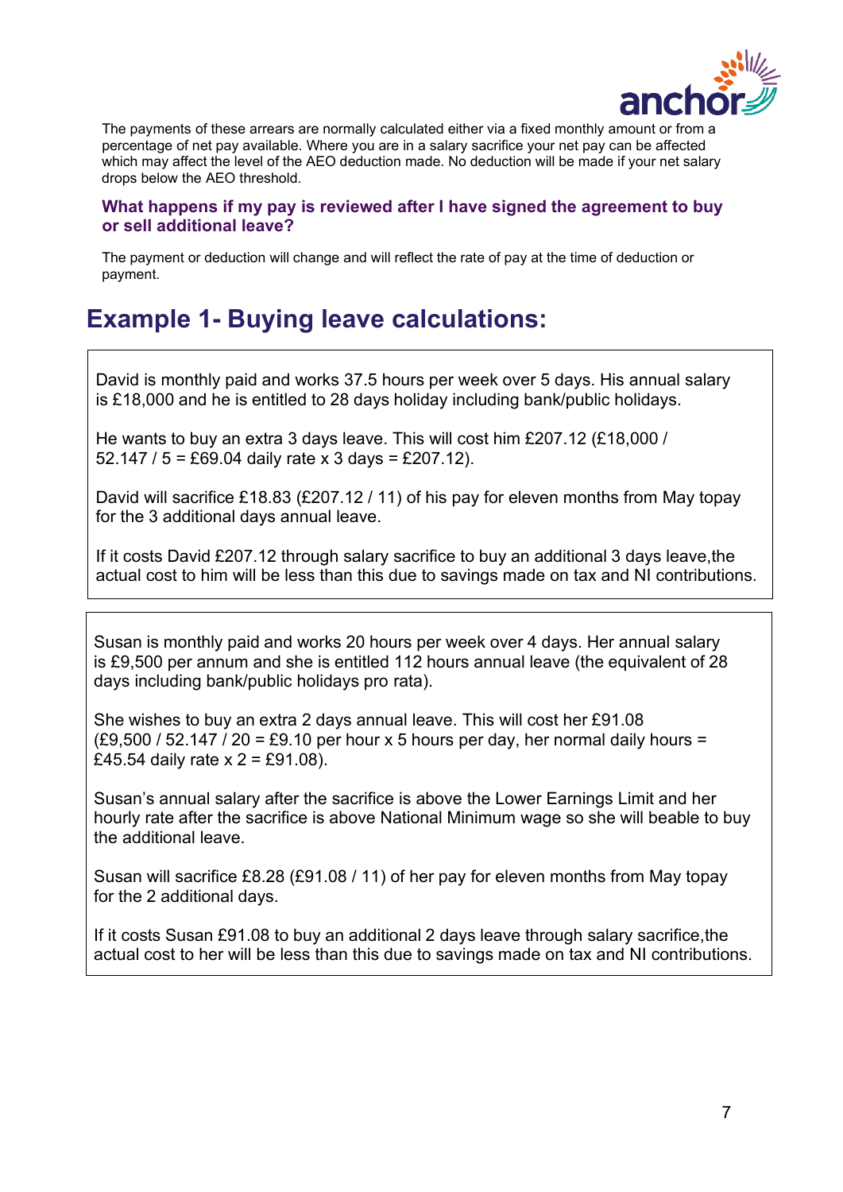The payments of these arrears are normally calculated either via a fixed monthly amount or from a percentage of net pay available. Where you are in a salary sacrifice your net pay can be affected which may affect the level of the AEO deduction made. No deduction will be made if your net salary drops below the AEO threshold.

### What happens if my pay is reviewed after I have signed the agreement to buy or sell additional leave?

The payment or deduction will change and will reflect the rate of pay at the time of deduction or payment.

## Example 1- Buying leave calculations:

David is monthly paid and works 37.5 hours per week over 5 days. His annual salary is £18,000 and he is entitled to 28 days holiday including bank/public holidays.

He wants to buy an extra 3 days leave. This will cost him £207.12 (£18,000 / 52.147 / 5 = £69.04 daily rate x 3 days = £207.12).

David will sacrifice £18.83 (£207.12 / 11) of his pay for eleven months from May topay for the 3 additional days annual leave.

If it costs David £207.12 through salary sacrifice to buy an additional 3 days leave,the actual cost to him will be less than this due to savings made on tax and NI contributions.

---

Susan is monthly paid and works 20 hours per week over 4 days. Her annual salary is £9,500 per annum and she is entitled 112 hours annual leave (the equivalent of 28 days including bank/public holidays pro rata).

She wishes to buy an extra 2 days annual leave. This will cost her £91.08 (£9,500 / 52.147 / 20 = £9.10 per hour x 5 hours per day, her normal daily hours = £45.54 daily rate x 2 = £91.08).

Susan's annual salary after the sacrifice is above the Lower Earnings Limit and her hourly rate after the sacrifice is above National Minimum wage so she will beable to buy the additional leave.

Susan will sacrifice £8.28 (£91.08 / 11) of her pay for eleven months from May topay for the 2 additional days.

If it costs Susan £91.08 to buy an additional 2 days leave through salary sacrifice,the actual cost to her will be less than this due to savings made on tax and NI contributions.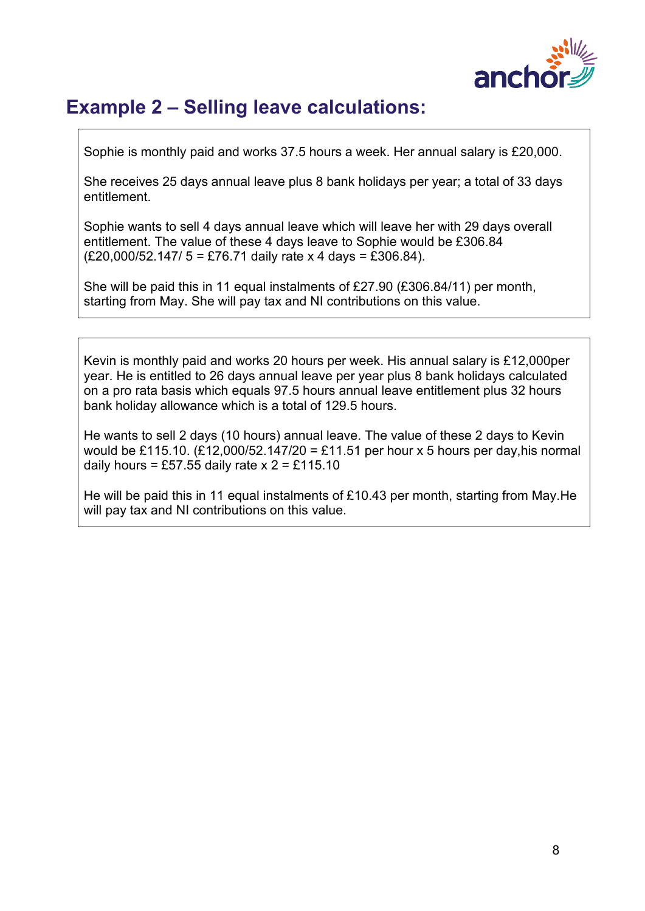## Example 2 – Selling leave calculations:

Sophie is monthly paid and works 37.5 hours a week. Her annual salary is £20,000.

She receives 25 days annual leave plus 8 bank holidays per year; a total of 33 days entitlement.

Sophie wants to sell 4 days annual leave which will leave her with 29 days overall entitlement. The value of these 4 days leave to Sophie would be £306.84 (£20,000/52.147/ 5 = £76.71 daily rate x 4 days = £306.84).

She will be paid this in 11 equal instalments of £27.90 (£306.84/11) per month, starting from May. She will pay tax and NI contributions on this value.

---

Kevin is monthly paid and works 20 hours per week. His annual salary is £12,000per year. He is entitled to 26 days annual leave per year plus 8 bank holidays calculated on a pro rata basis which equals 97.5 hours annual leave entitlement plus 32 hours bank holiday allowance which is a total of 129.5 hours.

He wants to sell 2 days (10 hours) annual leave. The value of these 2 days to Kevin would be £115.10. (£12,000/52.147/20 = £11.51 per hour x 5 hours per day,his normal daily hours = £57.55 daily rate x 2 = £115.10

He will be paid this in 11 equal instalments of £10.43 per month, starting from May.He will pay tax and NI contributions on this value.